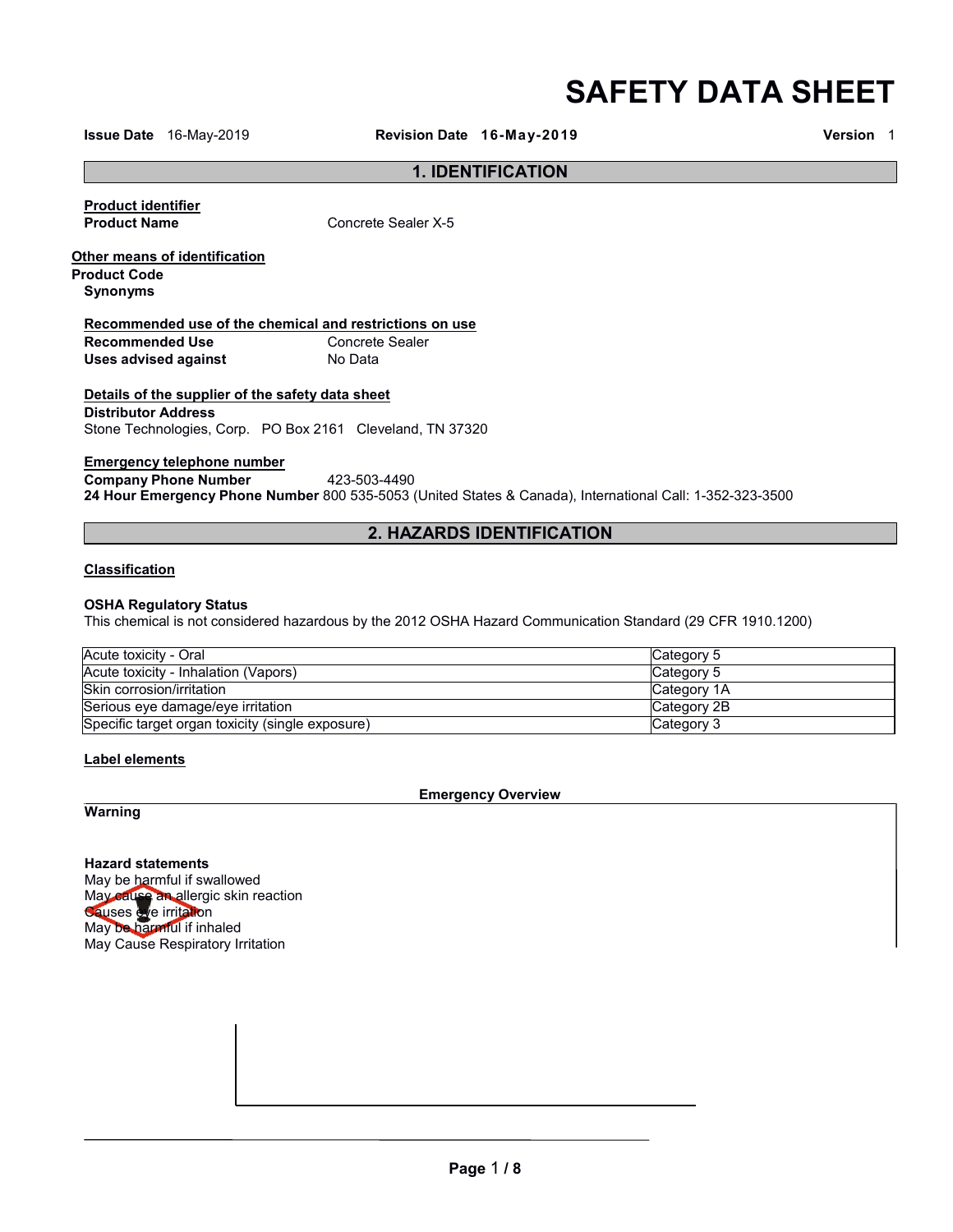# SAFETY DATA SHEET

**Issue Date** 16-May-2019 **Revision Date** **16-May-2019** **Version** 1

## 1. IDENTIFICATION

**Product identifier**

**Product Name** Concrete Sealer X-5

**Other means of identification**

**Product Code**

**Synonyms**

**Recommended use of the chemical and restrictions on use**

**Recommended Use** Concrete Sealer

**Uses advised against** No Data

**Details of the supplier of the safety data sheet**

**Distributor Address**

Stone Technologies, Corp. PO Box 2161 Cleveland, TN 37320

**Emergency telephone number**

**Company Phone Number** 423-503-4490

**24 Hour Emergency Phone Number** 800 535-5053 (United States & Canada), International Call: 1-352-323-3500

## 2. HAZARDS IDENTIFICATION

**Classification**

**OSHA Regulatory Status**

This chemical is not considered hazardous by the 2012 OSHA Hazard Communication Standard (29 CFR 1910.1200)

| | |
|---|---|
| Acute toxicity - Oral | Category 5 |
| Acute toxicity - Inhalation (Vapors) | Category 5 |
| Skin corrosion/irritation | Category 1A |
| Serious eye damage/eye irritation | Category 2B |
| Specific target organ toxicity (single exposure) | Category 3 |

**Label elements**

**Emergency Overview**

**Warning**

**Hazard statements**

May be harmful if swallowed

May cause an allergic skin reaction

Causes eye irritation

May be harmful if inhaled

May Cause Respiratory Irritation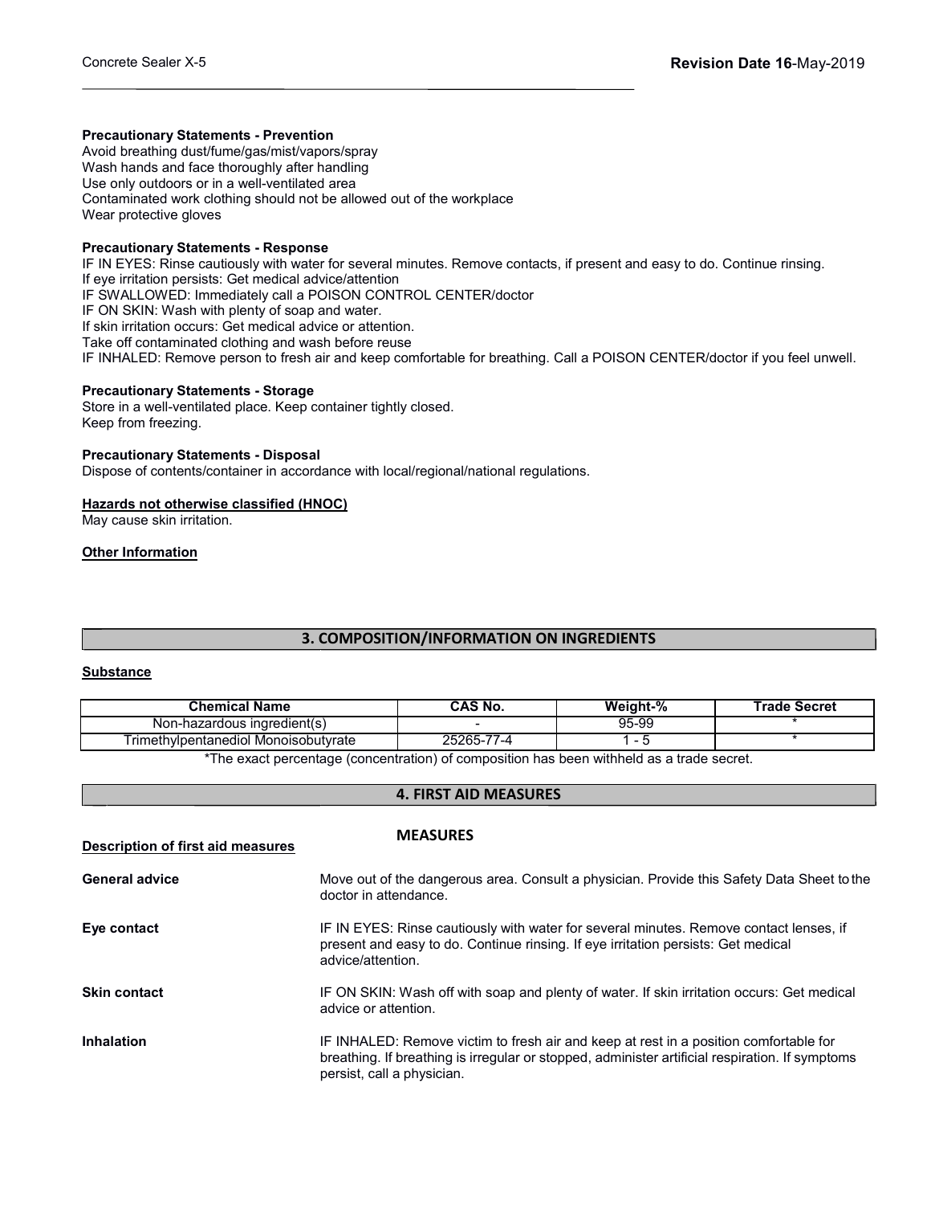**Precautionary Statements - Prevention**
Avoid breathing dust/fume/gas/mist/vapors/spray
Wash hands and face thoroughly after handling
Use only outdoors or in a well-ventilated area
Contaminated work clothing should not be allowed out of the workplace
Wear protective gloves

**Precautionary Statements - Response**
IF IN EYES: Rinse cautiously with water for several minutes. Remove contacts, if present and easy to do. Continue rinsing.
If eye irritation persists: Get medical advice/attention
IF SWALLOWED: Immediately call a POISON CONTROL CENTER/doctor
IF ON SKIN: Wash with plenty of soap and water.
If skin irritation occurs: Get medical advice or attention.
Take off contaminated clothing and wash before reuse
IF INHALED: Remove person to fresh air and keep comfortable for breathing. Call a POISON CENTER/doctor if you feel unwell.

**Precautionary Statements - Storage**
Store in a well-ventilated place. Keep container tightly closed.
Keep from freezing.

**Precautionary Statements - Disposal**
Dispose of contents/container in accordance with local/regional/national regulations.

**Hazards not otherwise classified (HNOC)**
May cause skin irritation.

**Other Information**

## 3. COMPOSITION/INFORMATION ON INGREDIENTS

**Substance**

| Chemical Name | CAS No. | Weight-% | Trade Secret |
|---|---|---|---|
| Non-hazardous ingredient(s) | - | 95-99 | * |
| Trimethylpentanediol Monoisobutyrate | 25265-77-4 | 1 - 5 | * |

*The exact percentage (concentration) of composition has been withheld as a trade secret.

## 4. FIRST AID MEASURES

**Description of first aid measures** — **MEASURES**

**General advice** — Move out of the dangerous area. Consult a physician. Provide this Safety Data Sheet to the doctor in attendance.

**Eye contact** — IF IN EYES: Rinse cautiously with water for several minutes. Remove contact lenses, if present and easy to do. Continue rinsing. If eye irritation persists: Get medical advice/attention.

**Skin contact** — IF ON SKIN: Wash off with soap and plenty of water. If skin irritation occurs: Get medical advice or attention.

**Inhalation** — IF INHALED: Remove victim to fresh air and keep at rest in a position comfortable for breathing. If breathing is irregular or stopped, administer artificial respiration. If symptoms persist, call a physician.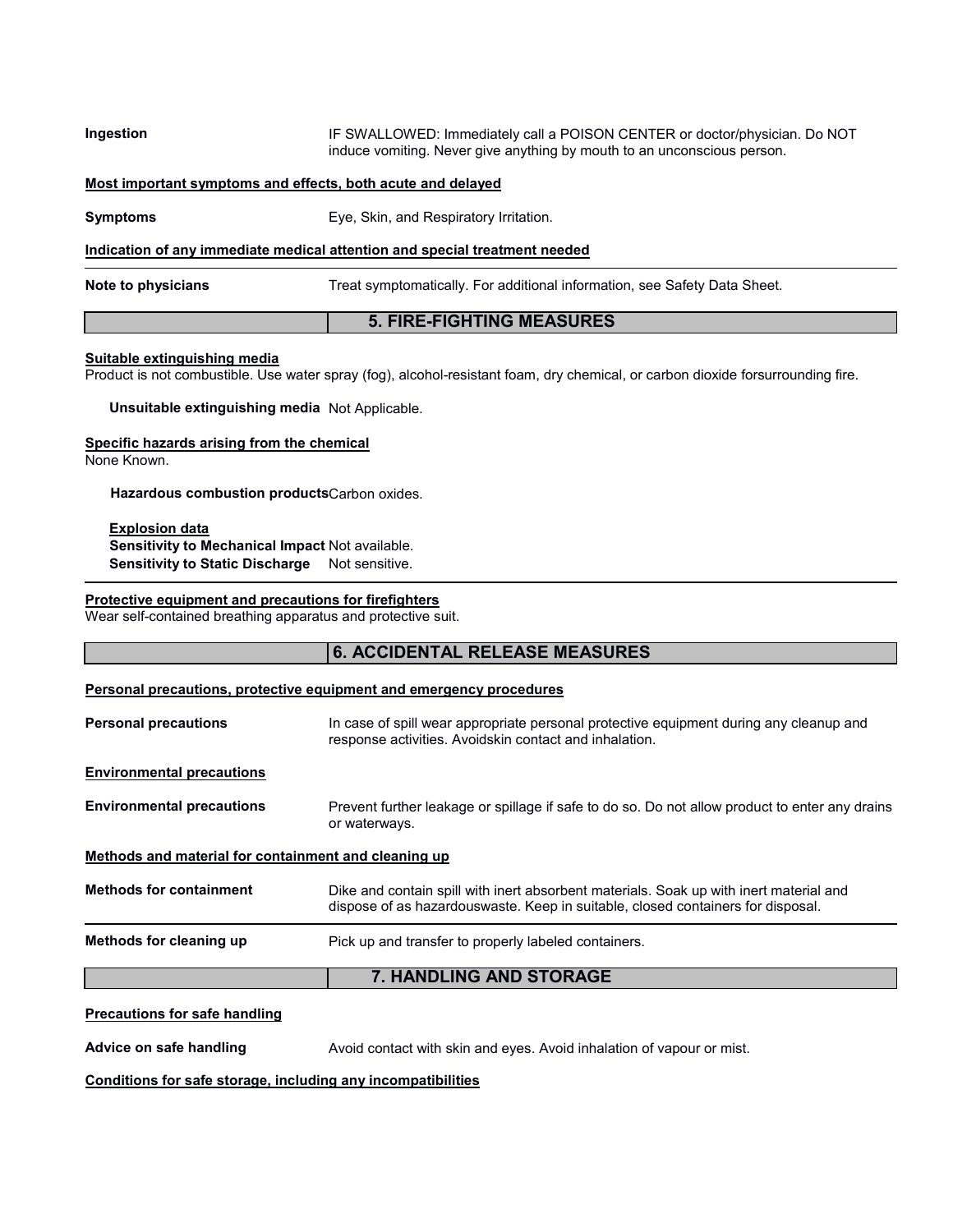**Ingestion** IF SWALLOWED: Immediately call a POISON CENTER or doctor/physician. Do NOT induce vomiting. Never give anything by mouth to an unconscious person.

**Most important symptoms and effects, both acute and delayed**

**Symptoms** Eye, Skin, and Respiratory Irritation.

**Indication of any immediate medical attention and special treatment needed**

**Note to physicians** Treat symptomatically. For additional information, see Safety Data Sheet.

## 5. FIRE-FIGHTING MEASURES

**Suitable extinguishing media**

Product is not combustible. Use water spray (fog), alcohol-resistant foam, dry chemical, or carbon dioxide forsurrounding fire.

**Unsuitable extinguishing media** Not Applicable.

**Specific hazards arising from the chemical**

None Known.

**Hazardous combustion products** Carbon oxides.

**Explosion data**

**Sensitivity to Mechanical Impact** Not available.

**Sensitivity to Static Discharge** Not sensitive.

**Protective equipment and precautions for firefighters**

Wear self-contained breathing apparatus and protective suit.

## 6. ACCIDENTAL RELEASE MEASURES

**Personal precautions, protective equipment and emergency procedures**

**Personal precautions** In case of spill wear appropriate personal protective equipment during any cleanup and response activities. Avoidskin contact and inhalation.

**Environmental precautions**

**Environmental precautions** Prevent further leakage or spillage if safe to do so. Do not allow product to enter any drains or waterways.

**Methods and material for containment and cleaning up**

**Methods for containment** Dike and contain spill with inert absorbent materials. Soak up with inert material and dispose of as hazardouswaste. Keep in suitable, closed containers for disposal.

**Methods for cleaning up** Pick up and transfer to properly labeled containers.

## 7. HANDLING AND STORAGE

**Precautions for safe handling**

**Advice on safe handling** Avoid contact with skin and eyes. Avoid inhalation of vapour or mist.

**Conditions for safe storage, including any incompatibilities**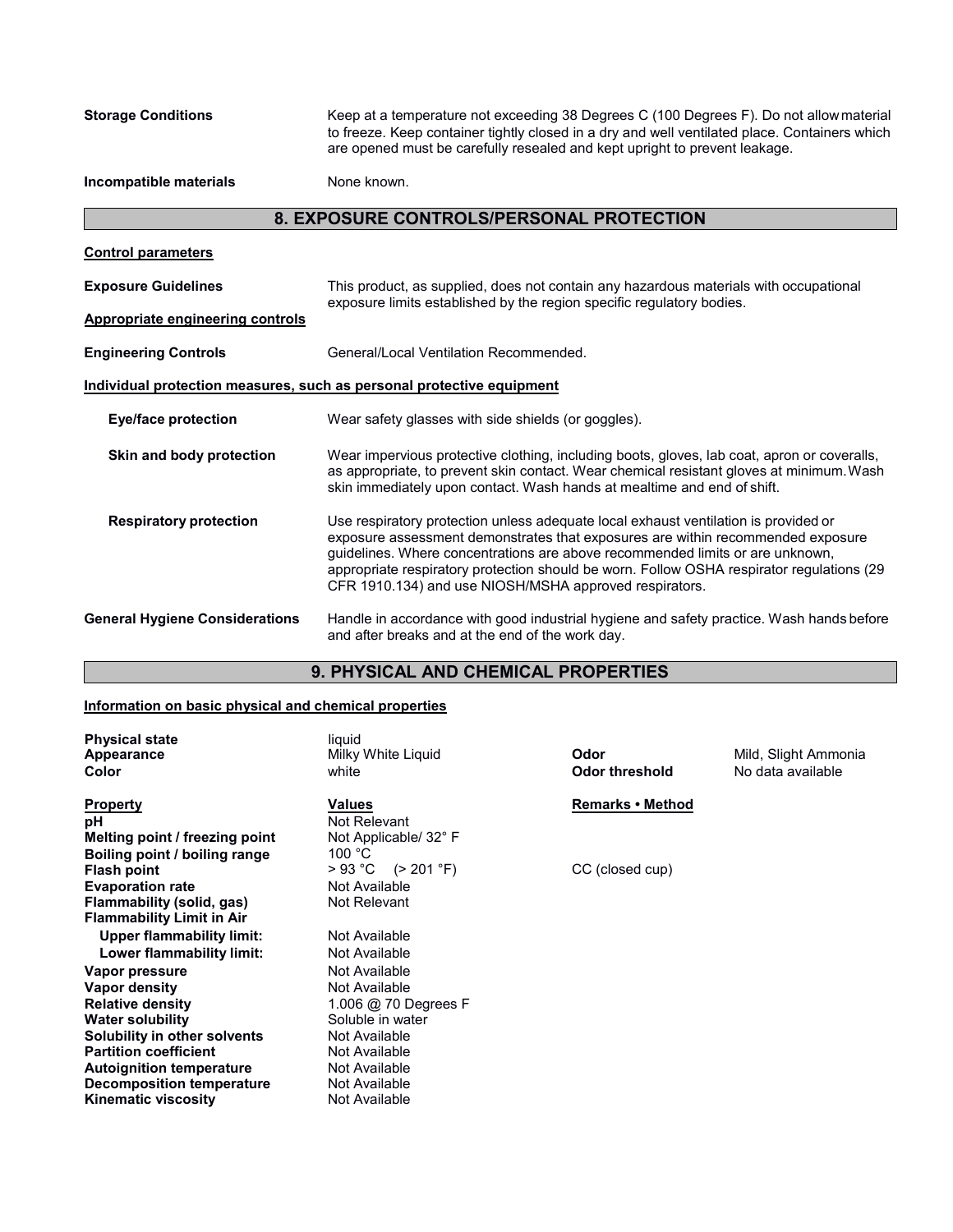**Storage Conditions** Keep at a temperature not exceeding 38 Degrees C (100 Degrees F). Do not allow material to freeze. Keep container tightly closed in a dry and well ventilated place. Containers which are opened must be carefully resealed and kept upright to prevent leakage.

**Incompatible materials** None known.

## 8. EXPOSURE CONTROLS/PERSONAL PROTECTION

**Control parameters**

**Exposure Guidelines** This product, as supplied, does not contain any hazardous materials with occupational exposure limits established by the region specific regulatory bodies.

**Appropriate engineering controls**

**Engineering Controls** General/Local Ventilation Recommended.

**Individual protection measures, such as personal protective equipment**

**Eye/face protection** Wear safety glasses with side shields (or goggles).

**Skin and body protection** Wear impervious protective clothing, including boots, gloves, lab coat, apron or coveralls, as appropriate, to prevent skin contact. Wear chemical resistant gloves at minimum. Wash skin immediately upon contact. Wash hands at mealtime and end of shift.

**Respiratory protection** Use respiratory protection unless adequate local exhaust ventilation is provided or exposure assessment demonstrates that exposures are within recommended exposure guidelines. Where concentrations are above recommended limits or are unknown, appropriate respiratory protection should be worn. Follow OSHA respirator regulations (29 CFR 1910.134) and use NIOSH/MSHA approved respirators.

**General Hygiene Considerations** Handle in accordance with good industrial hygiene and safety practice. Wash hands before and after breaks and at the end of the work day.

## 9. PHYSICAL AND CHEMICAL PROPERTIES

**Information on basic physical and chemical properties**

| | | | |
|---|---|---|---|
| **Physical state** | liquid | | |
| **Appearance** | Milky White Liquid | **Odor** | Mild, Slight Ammonia |
| **Color** | white | **Odor threshold** | No data available |

| **Property** | **Values** | **Remarks • Method** |
|---|---|---|
| **pH** | Not Relevant | |
| **Melting point / freezing point** | Not Applicable/ 32° F | |
| **Boiling point / boiling range** | 100 °C | |
| **Flash point** | > 93 °C (> 201 °F) | CC (closed cup) |
| **Evaporation rate** | Not Available | |
| **Flammability (solid, gas)** | Not Relevant | |
| **Flammability Limit in Air** | | |
| **Upper flammability limit:** | Not Available | |
| **Lower flammability limit:** | Not Available | |
| **Vapor pressure** | Not Available | |
| **Vapor density** | Not Available | |
| **Relative density** | 1.006 @ 70 Degrees F | |
| **Water solubility** | Soluble in water | |
| **Solubility in other solvents** | Not Available | |
| **Partition coefficient** | Not Available | |
| **Autoignition temperature** | Not Available | |
| **Decomposition temperature** | Not Available | |
| **Kinematic viscosity** | Not Available | |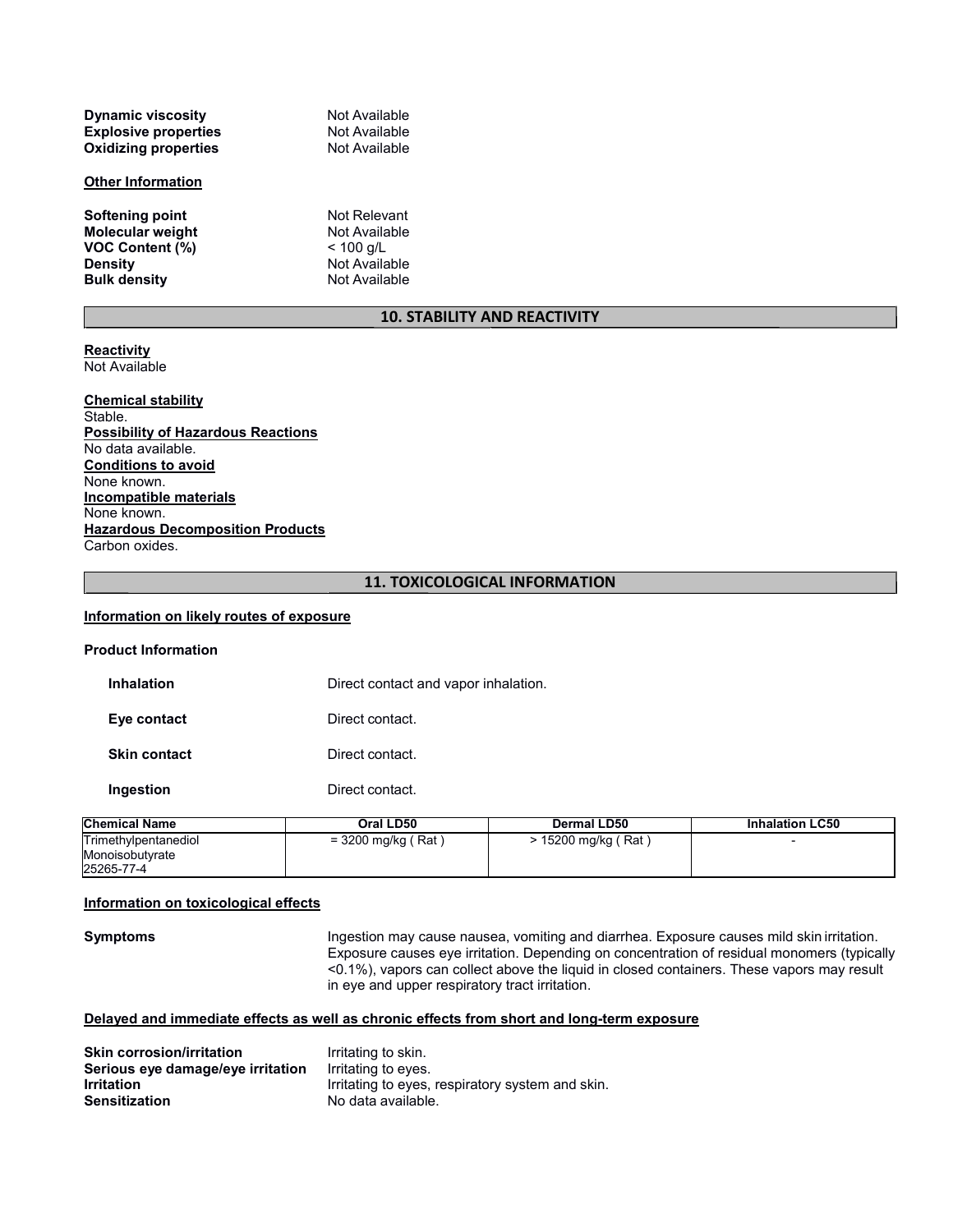**Dynamic viscosity** Not Available
**Explosive properties** Not Available
**Oxidizing properties** Not Available

**Other Information**

**Softening point** Not Relevant
**Molecular weight** Not Available
**VOC Content (%)** < 100 g/L
**Density** Not Available
**Bulk density** Not Available

## 10. STABILITY AND REACTIVITY

**Reactivity**
Not Available

**Chemical stability**
Stable.
**Possibility of Hazardous Reactions**
No data available.
**Conditions to avoid**
None known.
**Incompatible materials**
None known.
**Hazardous Decomposition Products**
Carbon oxides.

## 11. TOXICOLOGICAL INFORMATION

**Information on likely routes of exposure**

**Product Information**

**Inhalation** Direct contact and vapor inhalation.

**Eye contact** Direct contact.

**Skin contact** Direct contact.

**Ingestion** Direct contact.

| Chemical Name | Oral LD50 | Dermal LD50 | Inhalation LC50 |
|---|---|---|---|
| Trimethylpentanediol Monoisobutyrate 25265-77-4 | = 3200 mg/kg ( Rat ) | > 15200 mg/kg ( Rat ) | - |

**Information on toxicological effects**

**Symptoms** Ingestion may cause nausea, vomiting and diarrhea. Exposure causes mild skin irritation. Exposure causes eye irritation. Depending on concentration of residual monomers (typically <0.1%), vapors can collect above the liquid in closed containers. These vapors may result in eye and upper respiratory tract irritation.

**Delayed and immediate effects as well as chronic effects from short and long-term exposure**

**Skin corrosion/irritation** Irritating to skin.
**Serious eye damage/eye irritation** Irritating to eyes.
**Irritation** Irritating to eyes, respiratory system and skin.
**Sensitization** No data available.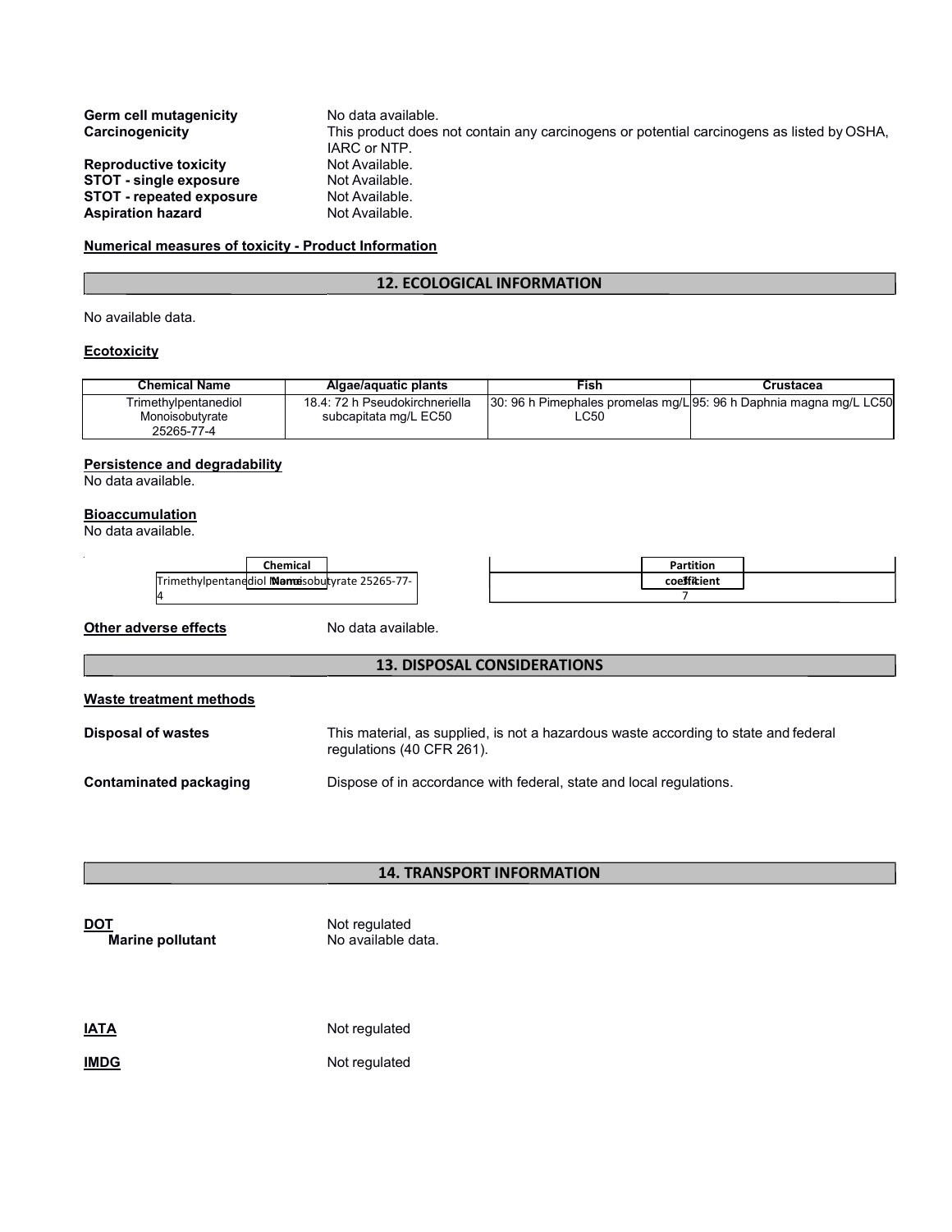| | |
|---|---|
| **Germ cell mutagenicity** | No data available. |
| **Carcinogenicity** | This product does not contain any carcinogens or potential carcinogens as listed by OSHA, IARC or NTP. |
| **Reproductive toxicity** | Not Available. |
| **STOT - single exposure** | Not Available. |
| **STOT - repeated exposure** | Not Available. |
| **Aspiration hazard** | Not Available. |

**Numerical measures of toxicity - Product Information**

## 12. ECOLOGICAL INFORMATION

No available data.

**Ecotoxicity**

| Chemical Name | Algae/aquatic plants | Fish | Crustacea |
|---|---|---|---|
| Trimethylpentanediol Monoisobutyrate 25265-77-4 | 18.4: 72 h Pseudokirchneriella subcapitata mg/L EC50 | 30: 96 h Pimephales promelas mg/L LC50 | 95: 96 h Daphnia magna mg/L LC50 |

**Persistence and degradability**

No data available.

**Bioaccumulation**

No data available.

| Chemical Name | Partition coefficient |
|---|---|
| Trimethylpentanediol Monoisobutyrate 25265-77-4 | 3.47 |

**Other adverse effects** No data available.

## 13. DISPOSAL CONSIDERATIONS

**Waste treatment methods**

| | |
|---|---|
| **Disposal of wastes** | This material, as supplied, is not a hazardous waste according to state and federal regulations (40 CFR 261). |
| **Contaminated packaging** | Dispose of in accordance with federal, state and local regulations. |

## 14. TRANSPORT INFORMATION

| | |
|---|---|
| **DOT** | Not regulated |
| **Marine pollutant** | No available data. |
| **IATA** | Not regulated |
| **IMDG** | Not regulated |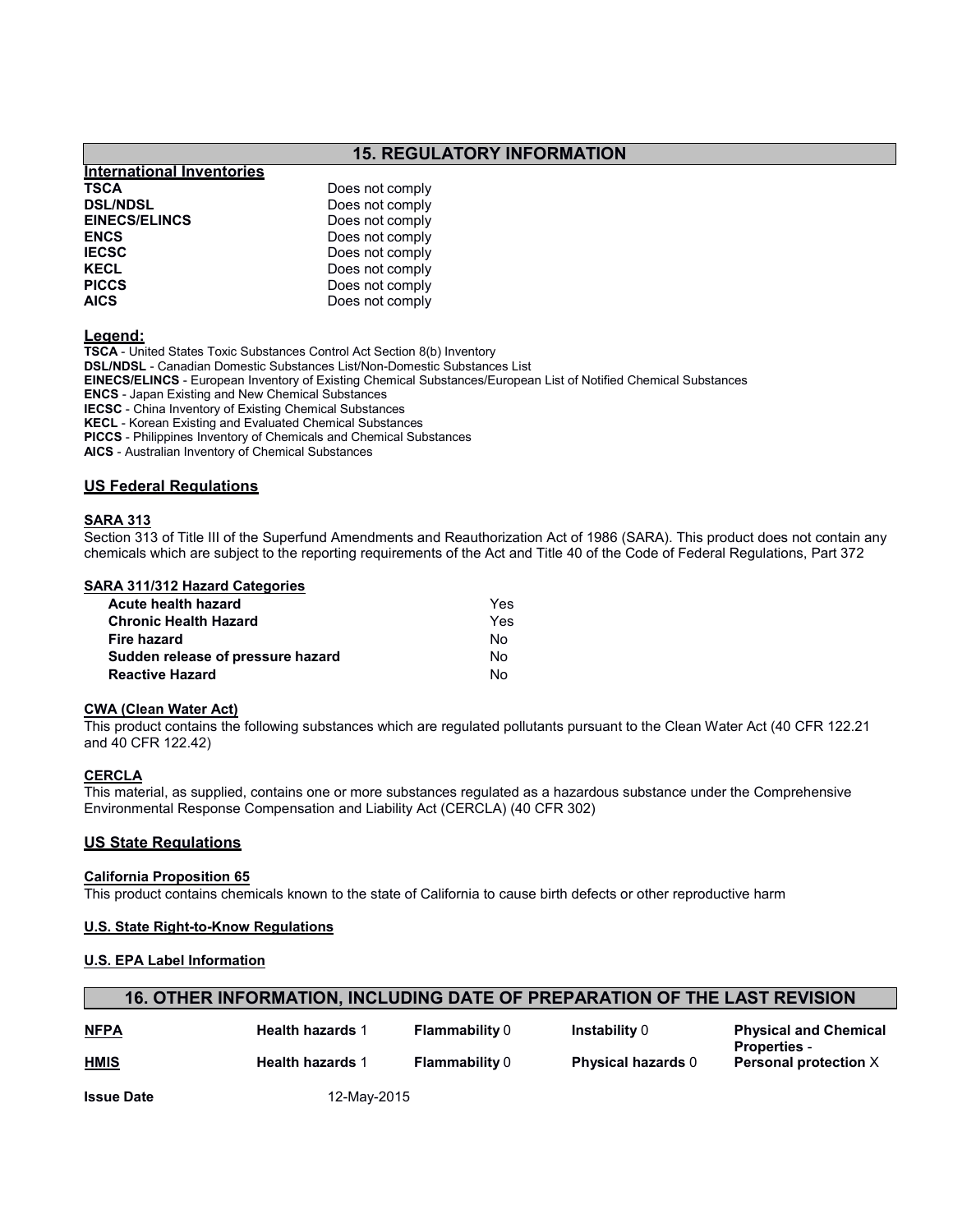## 15. REGULATORY INFORMATION

**International Inventories**

| | |
|---|---|
| **TSCA** | Does not comply |
| **DSL/NDSL** | Does not comply |
| **EINECS/ELINCS** | Does not comply |
| **ENCS** | Does not comply |
| **IECSC** | Does not comply |
| **KECL** | Does not comply |
| **PICCS** | Does not comply |
| **AICS** | Does not comply |

**Legend:**

**TSCA** - United States Toxic Substances Control Act Section 8(b) Inventory
**DSL/NDSL** - Canadian Domestic Substances List/Non-Domestic Substances List
**EINECS/ELINCS** - European Inventory of Existing Chemical Substances/European List of Notified Chemical Substances
**ENCS** - Japan Existing and New Chemical Substances
**IECSC** - China Inventory of Existing Chemical Substances
**KECL** - Korean Existing and Evaluated Chemical Substances
**PICCS** - Philippines Inventory of Chemicals and Chemical Substances
**AICS** - Australian Inventory of Chemical Substances

### US Federal Regulations

**SARA 313**

Section 313 of Title III of the Superfund Amendments and Reauthorization Act of 1986 (SARA). This product does not contain any chemicals which are subject to the reporting requirements of the Act and Title 40 of the Code of Federal Regulations, Part 372

**SARA 311/312 Hazard Categories**

| | |
|---|---|
| **Acute health hazard** | Yes |
| **Chronic Health Hazard** | Yes |
| **Fire hazard** | No |
| **Sudden release of pressure hazard** | No |
| **Reactive Hazard** | No |

**CWA (Clean Water Act)**

This product contains the following substances which are regulated pollutants pursuant to the Clean Water Act (40 CFR 122.21 and 40 CFR 122.42)

**CERCLA**

This material, as supplied, contains one or more substances regulated as a hazardous substance under the Comprehensive Environmental Response Compensation and Liability Act (CERCLA) (40 CFR 302)

### US State Regulations

**California Proposition 65**

This product contains chemicals known to the state of California to cause birth defects or other reproductive harm

**U.S. State Right-to-Know Regulations**

**U.S. EPA Label Information**

## 16. OTHER INFORMATION, INCLUDING DATE OF PREPARATION OF THE LAST REVISION

| | | | | |
|---|---|---|---|---|
| **NFPA** | **Health hazards** 1 | **Flammability** 0 | **Instability** 0 | **Physical and Chemical Properties** - |
| **HMIS** | **Health hazards** 1 | **Flammability** 0 | **Physical hazards** 0 | **Personal protection** X |

**Issue Date** 12-May-2015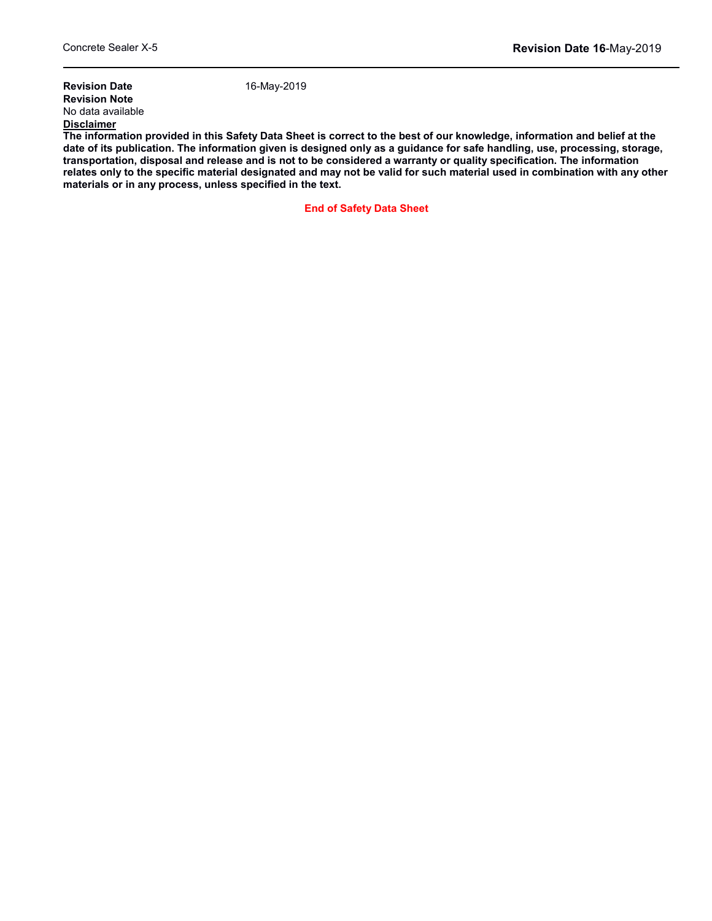**Revision Date** 16-May-2019

**Revision Note**

No data available

**Disclaimer**

**The information provided in this Safety Data Sheet is correct to the best of our knowledge, information and belief at the date of its publication. The information given is designed only as a guidance for safe handling, use, processing, storage, transportation, disposal and release and is not to be considered a warranty or quality specification. The information relates only to the specific material designated and may not be valid for such material used in combination with any other materials or in any process, unless specified in the text.**

**End of Safety Data Sheet**